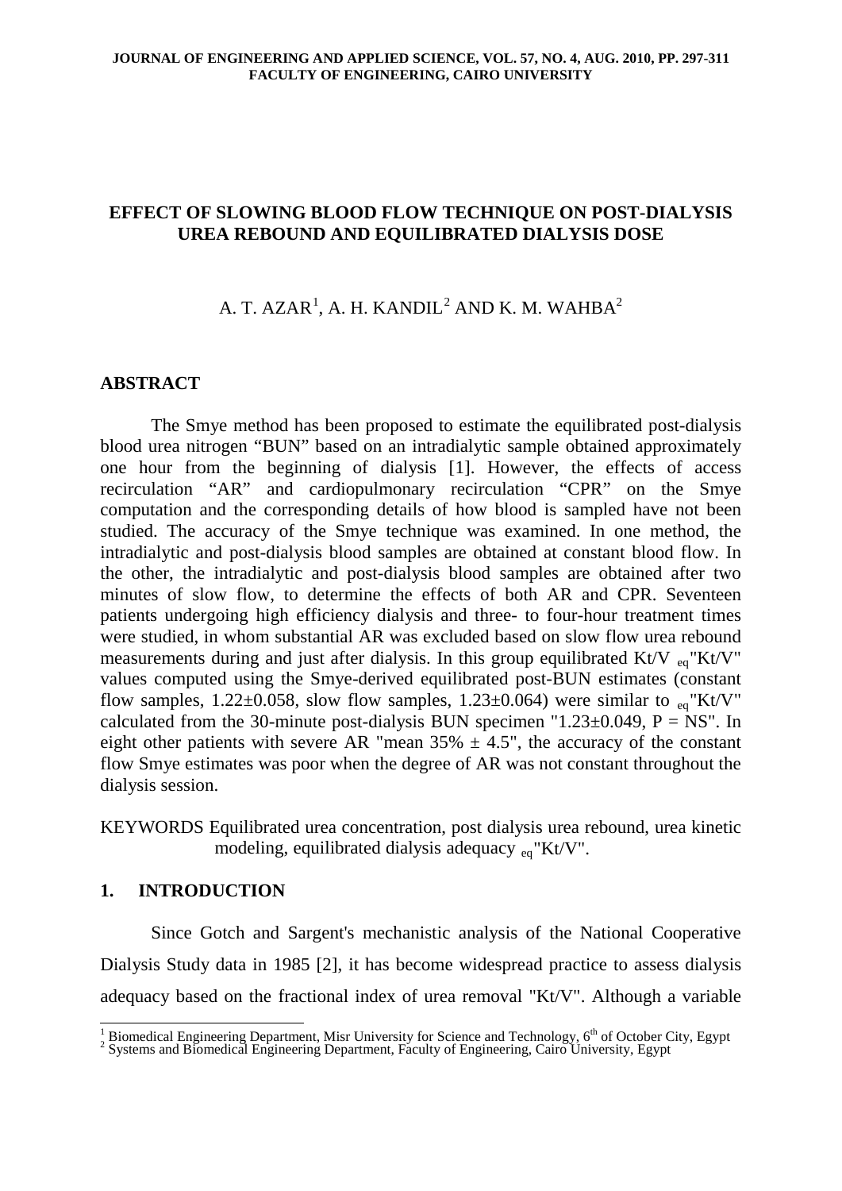# EFFECT OF SLOWING BLOOD FLOW TECHNIQUE ON POST-DIALYSIS UREA REBOUND AND EQUILIBRATED DIALYSIS DOSE

A. T. AZAR[1], A. H. KANDIL[2] AND K. M. WAHBA[2]

## ABSTRACT

The Smye method has been proposed to estimate the equilibrated post-dialysis blood urea nitrogen "BUN" based on an intradialytic sample obtained approximately one hour from the beginning of dialysis [1]. However, the effects of access recirculation "AR" and cardiopulmonary recirculation "CPR" on the Smye computation and the corresponding details of how blood is sampled have not been studied. The accuracy of the Smye technique was examined. In one method, the intradialytic and post-dialysis blood samples are obtained at constant blood flow. In the other, the intradialytic and post-dialysis blood samples are obtained after two minutes of slow flow, to determine the effects of both AR and CPR. Seventeen patients undergoing high efficiency dialysis and three- to four-hour treatment times were studied, in whom substantial AR was excluded based on slow flow urea rebound measurements during and just after dialysis. In this group equilibrated Kt/V $_{eq}$"Kt/V" values computed using the Smye-derived equilibrated post-BUN estimates (constant flow samples, 1.22±0.058, slow flow samples, 1.23±0.064) were similar to $_{eq}$"Kt/V" calculated from the 30-minute post-dialysis BUN specimen "1.23±0.049, P = NS". In eight other patients with severe AR "mean 35% ± 4.5", the accuracy of the constant flow Smye estimates was poor when the degree of AR was not constant throughout the dialysis session.

KEYWORDS Equilibrated urea concentration, post dialysis urea rebound, urea kinetic modeling, equilibrated dialysis adequacy $_{eq}$"Kt/V".

## 1. INTRODUCTION

Since Gotch and Sargent's mechanistic analysis of the National Cooperative Dialysis Study data in 1985 [2], it has become widespread practice to assess dialysis adequacy based on the fractional index of urea removal "Kt/V". Although a variable

---

[1] Biomedical Engineering Department, Misr University for Science and Technology, 6th of October City, Egypt
[2] Systems and Biomedical Engineering Department, Faculty of Engineering, Cairo University, Egypt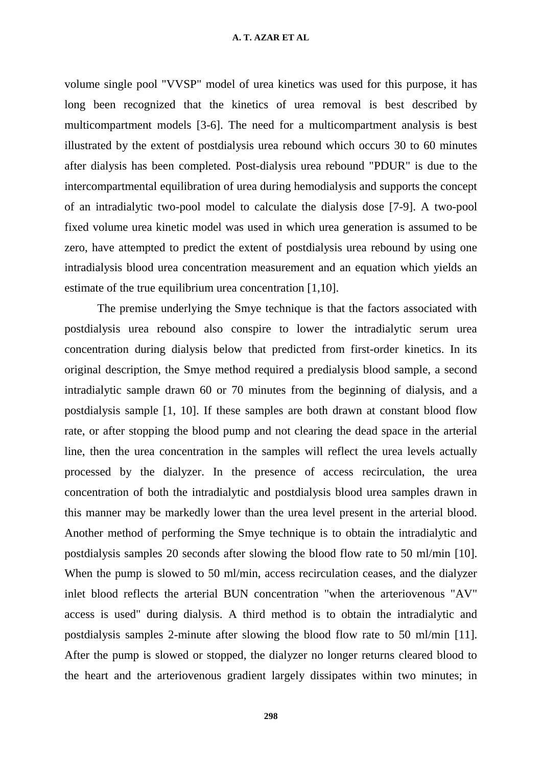volume single pool "VVSP" model of urea kinetics was used for this purpose, it has long been recognized that the kinetics of urea removal is best described by multicompartment models [3-6]. The need for a multicompartment analysis is best illustrated by the extent of postdialysis urea rebound which occurs 30 to 60 minutes after dialysis has been completed. Post-dialysis urea rebound "PDUR" is due to the intercompartmental equilibration of urea during hemodialysis and supports the concept of an intradialytic two-pool model to calculate the dialysis dose [7-9]. A two-pool fixed volume urea kinetic model was used in which urea generation is assumed to be zero, have attempted to predict the extent of postdialysis urea rebound by using one intradialysis blood urea concentration measurement and an equation which yields an estimate of the true equilibrium urea concentration [1,10].

The premise underlying the Smye technique is that the factors associated with postdialysis urea rebound also conspire to lower the intradialytic serum urea concentration during dialysis below that predicted from first-order kinetics. In its original description, the Smye method required a predialysis blood sample, a second intradialytic sample drawn 60 or 70 minutes from the beginning of dialysis, and a postdialysis sample [1, 10]. If these samples are both drawn at constant blood flow rate, or after stopping the blood pump and not clearing the dead space in the arterial line, then the urea concentration in the samples will reflect the urea levels actually processed by the dialyzer. In the presence of access recirculation, the urea concentration of both the intradialytic and postdialysis blood urea samples drawn in this manner may be markedly lower than the urea level present in the arterial blood. Another method of performing the Smye technique is to obtain the intradialytic and postdialysis samples 20 seconds after slowing the blood flow rate to 50 ml/min [10]. When the pump is slowed to 50 ml/min, access recirculation ceases, and the dialyzer inlet blood reflects the arterial BUN concentration "when the arteriovenous "AV" access is used" during dialysis. A third method is to obtain the intradialytic and postdialysis samples 2-minute after slowing the blood flow rate to 50 ml/min [11]. After the pump is slowed or stopped, the dialyzer no longer returns cleared blood to the heart and the arteriovenous gradient largely dissipates within two minutes; in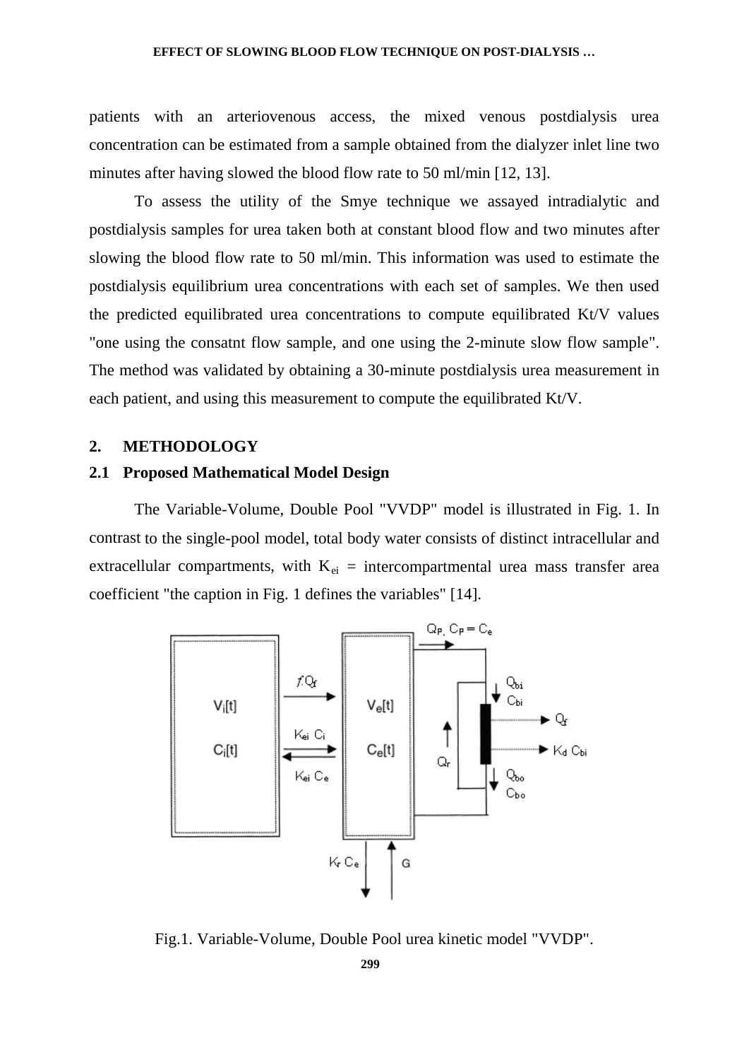patients with an arteriovenous access, the mixed venous postdialysis urea concentration can be estimated from a sample obtained from the dialyzer inlet line two minutes after having slowed the blood flow rate to 50 ml/min [12, 13].

To assess the utility of the Smye technique we assayed intradialytic and postdialysis samples for urea taken both at constant blood flow and two minutes after slowing the blood flow rate to 50 ml/min. This information was used to estimate the postdialysis equilibrium urea concentrations with each set of samples. We then used the predicted equilibrated urea concentrations to compute equilibrated Kt/V values "one using the consatnt flow sample, and one using the 2-minute slow flow sample". The method was validated by obtaining a 30-minute postdialysis urea measurement in each patient, and using this measurement to compute the equilibrated Kt/V.

## 2. METHODOLOGY

### 2.1 Proposed Mathematical Model Design

The Variable-Volume, Double Pool "VVDP" model is illustrated in Fig. 1. In contrast to the single-pool model, total body water consists of distinct intracellular and extracellular compartments, with $K_{ei}$ = intercompartmental urea mass transfer area coefficient "the caption in Fig. 1 defines the variables" [14].

Fig.1. Variable-Volume, Double Pool urea kinetic model "VVDP".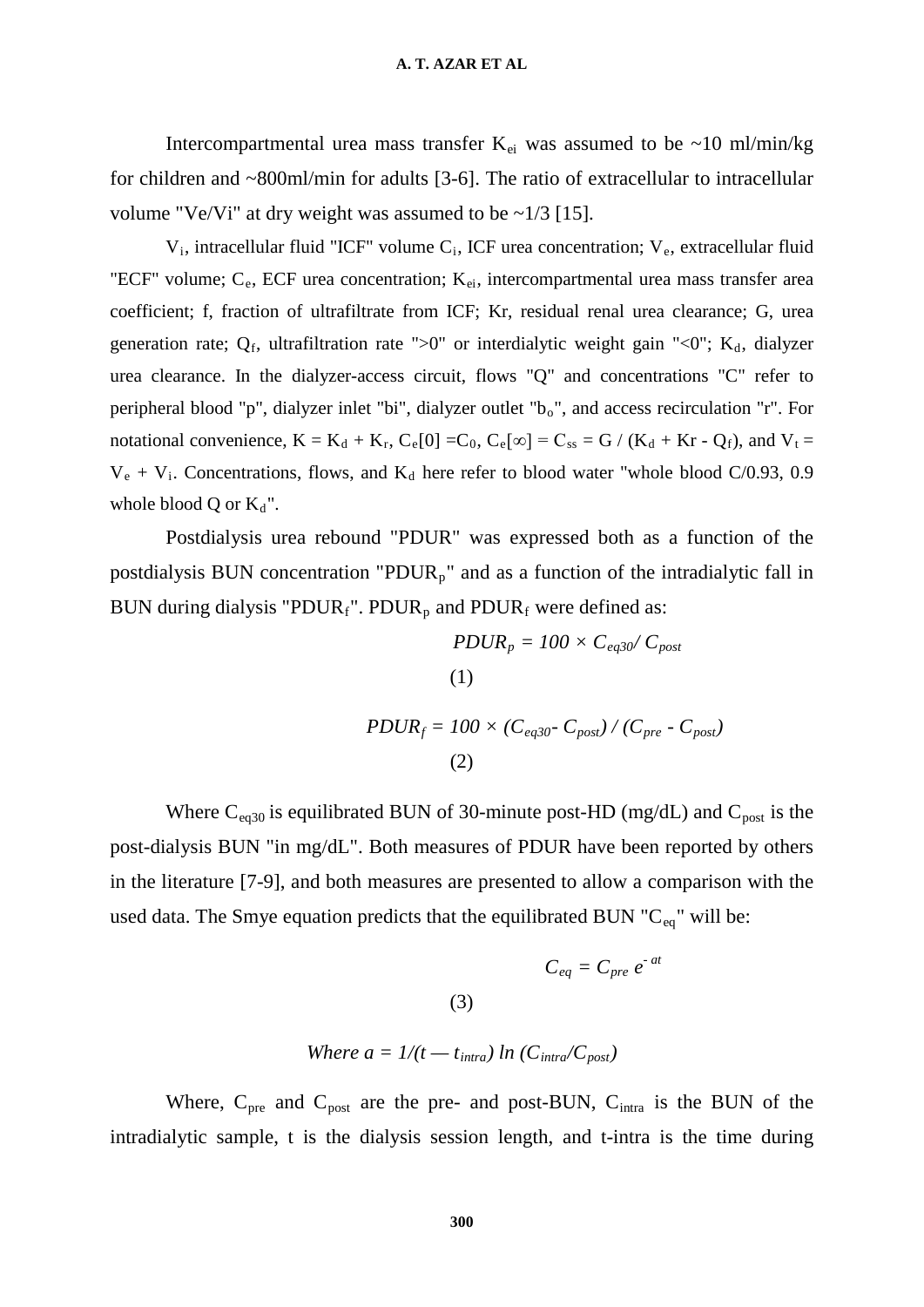Intercompartmental urea mass transfer $K_{ei}$ was assumed to be ~10 ml/min/kg for children and ~800ml/min for adults [3-6]. The ratio of extracellular to intracellular volume "Ve/Vi" at dry weight was assumed to be ~1/3 [15].

$V_i$, intracellular fluid "ICF" volume $C_i$, ICF urea concentration; $V_e$, extracellular fluid "ECF" volume; $C_e$, ECF urea concentration; $K_{ei}$, intercompartmental urea mass transfer area coefficient; f, fraction of ultrafiltrate from ICF; Kr, residual renal urea clearance; G, urea generation rate; $Q_f$, ultrafiltration rate ">0" or interdialytic weight gain "<0"; $K_d$, dialyzer urea clearance. In the dialyzer-access circuit, flows "Q" and concentrations "C" refer to peripheral blood "p", dialyzer inlet "bi", dialyzer outlet "$b_o$", and access recirculation "r". For notational convenience, $K = K_d + K_r$, $C_e[0] = C_0$, $C_e[\infty] = C_{ss} = G / (K_d + Kr - Q_f)$, and $V_t = V_e + V_i$. Concentrations, flows, and $K_d$ here refer to blood water "whole blood C/0.93, 0.9 whole blood Q or $K_d$".

Postdialysis urea rebound "PDUR" was expressed both as a function of the postdialysis BUN concentration "$PDUR_p$" and as a function of the intradialytic fall in BUN during dialysis "$PDUR_f$". $PDUR_p$ and $PDUR_f$ were defined as:

$$PDUR_p = 100 \times C_{eq30} / C_{post} \tag{1}$$

$$PDUR_f = 100 \times (C_{eq30} - C_{post}) / (C_{pre} - C_{post}) \tag{2}$$

Where $C_{eq30}$ is equilibrated BUN of 30-minute post-HD (mg/dL) and $C_{post}$ is the post-dialysis BUN "in mg/dL". Both measures of PDUR have been reported by others in the literature [7-9], and both measures are presented to allow a comparison with the used data. The Smye equation predicts that the equilibrated BUN "$C_{eq}$" will be:

$$C_{eq} = C_{pre}\, e^{-at} \tag{3}$$

$$\textit{Where } a = 1/(t - t_{intra}) \ln (C_{intra}/C_{post})$$

Where, $C_{pre}$ and $C_{post}$ are the pre- and post-BUN, $C_{intra}$ is the BUN of the intradialytic sample, t is the dialysis session length, and t-intra is the time during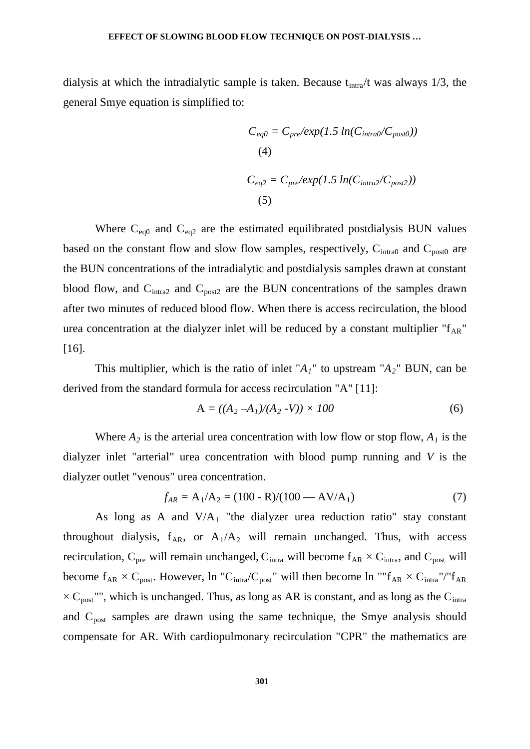dialysis at which the intradialytic sample is taken. Because $t_{intra}/t$ was always 1/3, the general Smye equation is simplified to:

$$C_{eq0} = C_{pre}/exp(1.5\ ln(C_{intra0}/C_{post0})) \quad (4)$$

$$C_{eq2} = C_{pre}/exp(1.5\ ln(C_{intra2}/C_{post2})) \quad (5)$$

Where $C_{eq0}$ and $C_{eq2}$ are the estimated equilibrated postdialysis BUN values based on the constant flow and slow flow samples, respectively, $C_{intra0}$ and $C_{post0}$ are the BUN concentrations of the intradialytic and postdialysis samples drawn at constant blood flow, and $C_{intra2}$ and $C_{post2}$ are the BUN concentrations of the samples drawn after two minutes of reduced blood flow. When there is access recirculation, the blood urea concentration at the dialyzer inlet will be reduced by a constant multiplier "$f_{AR}$" [16].

This multiplier, which is the ratio of inlet "$A_1$" to upstream "$A_2$" BUN, can be derived from the standard formula for access recirculation "A" [11]:

$$A = ((A_2 - A_1)/(A_2 - V)) \times 100 \quad (6)$$

Where $A_2$ is the arterial urea concentration with low flow or stop flow, $A_1$ is the dialyzer inlet "arterial" urea concentration with blood pump running and $V$ is the dialyzer outlet "venous" urea concentration.

$$f_{AR} = A_1/A_2 = (100 - R)/(100 - AV/A_1) \quad (7)$$

As long as A and $V/A_1$ "the dialyzer urea reduction ratio" stay constant throughout dialysis, $f_{AR}$, or $A_1/A_2$ will remain unchanged. Thus, with access recirculation, $C_{pre}$ will remain unchanged, $C_{intra}$ will become $f_{AR} \times C_{intra}$, and $C_{post}$ will become $f_{AR} \times C_{post}$. However, ln "$C_{intra}/C_{post}$" will then become ln ""$f_{AR} \times C_{intra}$"/"$f_{AR} \times C_{post}$"", which is unchanged. Thus, as long as AR is constant, and as long as the $C_{intra}$ and $C_{post}$ samples are drawn using the same technique, the Smye analysis should compensate for AR. With cardiopulmonary recirculation "CPR" the mathematics are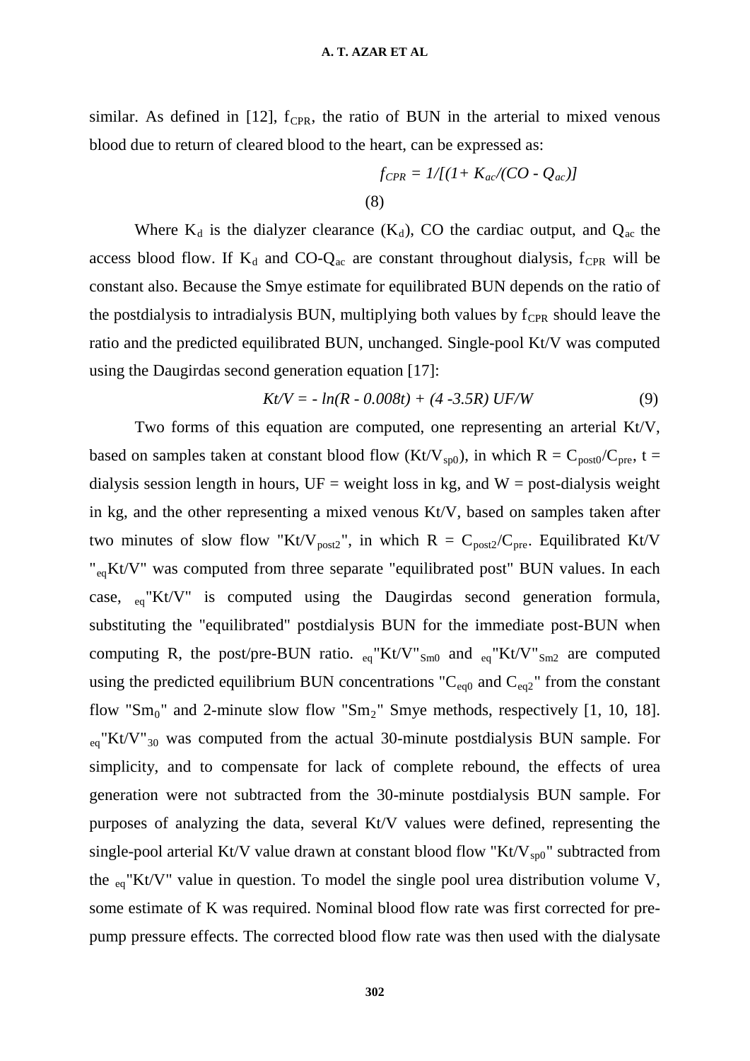similar. As defined in [12], $f_{CPR}$, the ratio of BUN in the arterial to mixed venous blood due to return of cleared blood to the heart, can be expressed as:

$$f_{CPR} = 1/[(1+ K_{ac}/(CO - Q_{ac})] \quad (8)$$

Where $K_d$ is the dialyzer clearance ($K_d$), CO the cardiac output, and $Q_{ac}$ the access blood flow. If $K_d$ and $CO\text{-}Q_{ac}$ are constant throughout dialysis, $f_{CPR}$ will be constant also. Because the Smye estimate for equilibrated BUN depends on the ratio of the postdialysis to intradialysis BUN, multiplying both values by $f_{CPR}$ should leave the ratio and the predicted equilibrated BUN, unchanged. Single-pool Kt/V was computed using the Daugirdas second generation equation [17]:

$$Kt/V = - \ln(R - 0.008t) + (4 - 3.5R)\, UF/W \quad (9)$$

Two forms of this equation are computed, one representing an arterial Kt/V, based on samples taken at constant blood flow ($Kt/V_{sp0}$), in which $R = C_{post0}/C_{pre}$, t = dialysis session length in hours, UF = weight loss in kg, and W = post-dialysis weight in kg, and the other representing a mixed venous Kt/V, based on samples taken after two minutes of slow flow "$Kt/V_{post2}$", in which $R = C_{post2}/C_{pre}$. Equilibrated Kt/V "$_{eq}$Kt/V" was computed from three separate "equilibrated post" BUN values. In each case, $_{eq}$"Kt/V" is computed using the Daugirdas second generation formula, substituting the "equilibrated" postdialysis BUN for the immediate post-BUN when computing R, the post/pre-BUN ratio. $_{eq}$"Kt/V"$_{Sm0}$ and $_{eq}$"Kt/V"$_{Sm2}$ are computed using the predicted equilibrium BUN concentrations "$C_{eq0}$ and $C_{eq2}$" from the constant flow "$Sm_0$" and 2-minute slow flow "$Sm_2$" Smye methods, respectively [1, 10, 18]. $_{eq}$"Kt/V"$_{30}$ was computed from the actual 30-minute postdialysis BUN sample. For simplicity, and to compensate for lack of complete rebound, the effects of urea generation were not subtracted from the 30-minute postdialysis BUN sample. For purposes of analyzing the data, several Kt/V values were defined, representing the single-pool arterial Kt/V value drawn at constant blood flow "$Kt/V_{sp0}$" subtracted from the $_{eq}$"Kt/V" value in question. To model the single pool urea distribution volume V, some estimate of K was required. Nominal blood flow rate was first corrected for pre-pump pressure effects. The corrected blood flow rate was then used with the dialysate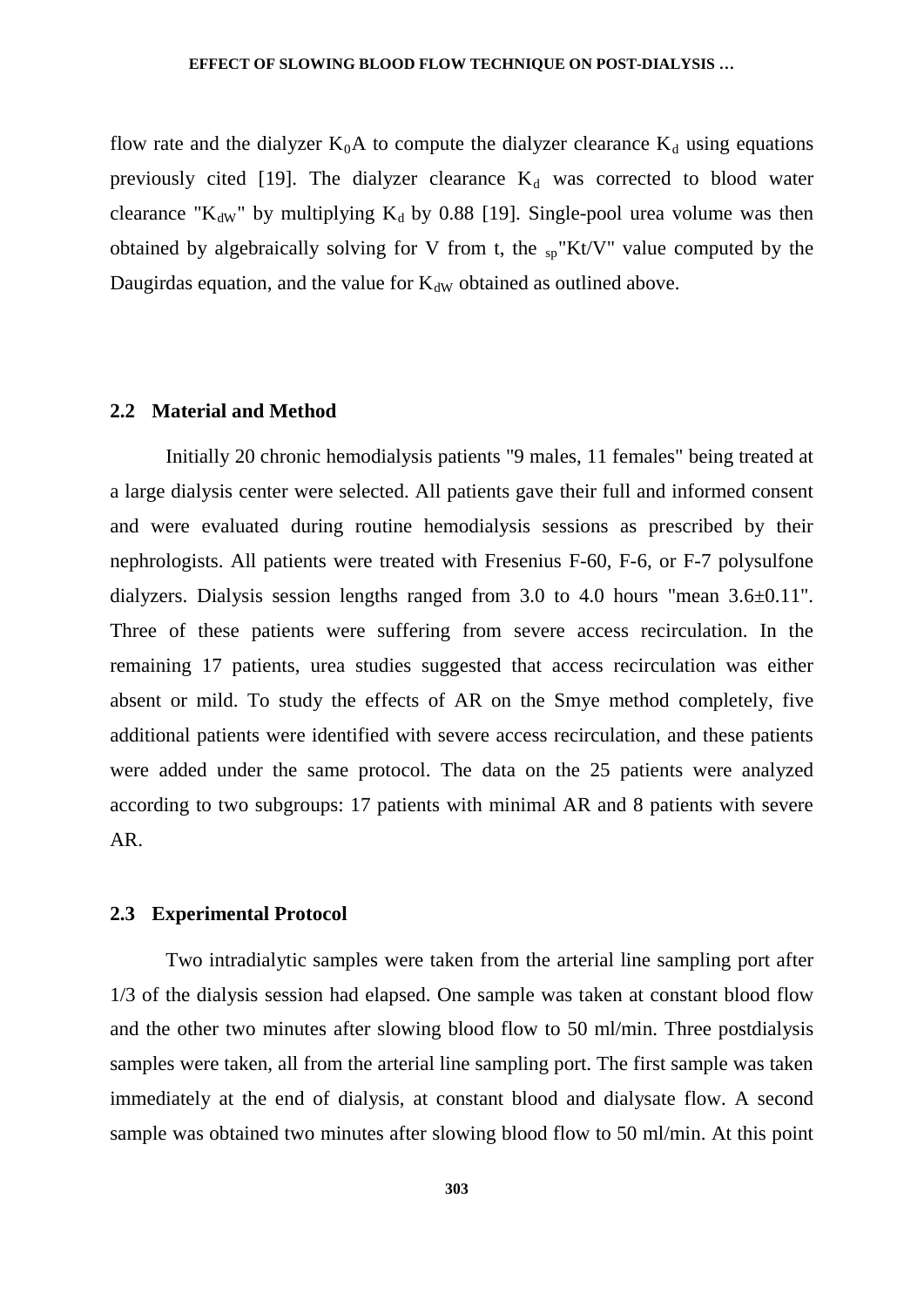flow rate and the dialyzer $K_0A$ to compute the dialyzer clearance $K_d$ using equations previously cited [19]. The dialyzer clearance $K_d$ was corrected to blood water clearance "$K_{dW}$" by multiplying $K_d$ by 0.88 [19]. Single-pool urea volume was then obtained by algebraically solving for V from t, the $_{sp}$"Kt/V" value computed by the Daugirdas equation, and the value for $K_{dW}$ obtained as outlined above.

### 2.2 Material and Method

Initially 20 chronic hemodialysis patients "9 males, 11 females" being treated at a large dialysis center were selected. All patients gave their full and informed consent and were evaluated during routine hemodialysis sessions as prescribed by their nephrologists. All patients were treated with Fresenius F-60, F-6, or F-7 polysulfone dialyzers. Dialysis session lengths ranged from 3.0 to 4.0 hours "mean 3.6±0.11". Three of these patients were suffering from severe access recirculation. In the remaining 17 patients, urea studies suggested that access recirculation was either absent or mild. To study the effects of AR on the Smye method completely, five additional patients were identified with severe access recirculation, and these patients were added under the same protocol. The data on the 25 patients were analyzed according to two subgroups: 17 patients with minimal AR and 8 patients with severe AR.

### 2.3 Experimental Protocol

Two intradialytic samples were taken from the arterial line sampling port after 1/3 of the dialysis session had elapsed. One sample was taken at constant blood flow and the other two minutes after slowing blood flow to 50 ml/min. Three postdialysis samples were taken, all from the arterial line sampling port. The first sample was taken immediately at the end of dialysis, at constant blood and dialysate flow. A second sample was obtained two minutes after slowing blood flow to 50 ml/min. At this point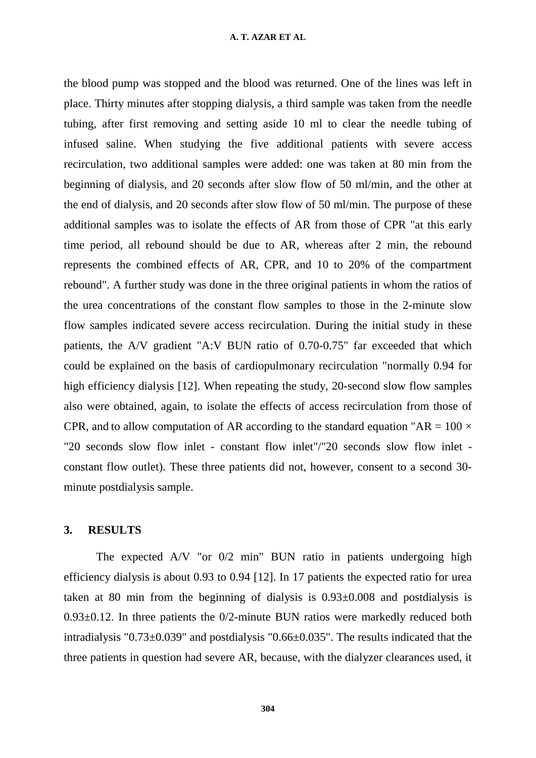the blood pump was stopped and the blood was returned. One of the lines was left in place. Thirty minutes after stopping dialysis, a third sample was taken from the needle tubing, after first removing and setting aside 10 ml to clear the needle tubing of infused saline. When studying the five additional patients with severe access recirculation, two additional samples were added: one was taken at 80 min from the beginning of dialysis, and 20 seconds after slow flow of 50 ml/min, and the other at the end of dialysis, and 20 seconds after slow flow of 50 ml/min. The purpose of these additional samples was to isolate the effects of AR from those of CPR "at this early time period, all rebound should be due to AR, whereas after 2 min, the rebound represents the combined effects of AR, CPR, and 10 to 20% of the compartment rebound". A further study was done in the three original patients in whom the ratios of the urea concentrations of the constant flow samples to those in the 2-minute slow flow samples indicated severe access recirculation. During the initial study in these patients, the A/V gradient "A:V BUN ratio of 0.70-0.75" far exceeded that which could be explained on the basis of cardiopulmonary recirculation "normally 0.94 for high efficiency dialysis [12]. When repeating the study, 20-second slow flow samples also were obtained, again, to isolate the effects of access recirculation from those of CPR, and to allow computation of AR according to the standard equation "AR = 100 × "20 seconds slow flow inlet - constant flow inlet"/"20 seconds slow flow inlet - constant flow outlet). These three patients did not, however, consent to a second 30-minute postdialysis sample.

## 3. RESULTS

The expected A/V "or 0/2 min" BUN ratio in patients undergoing high efficiency dialysis is about 0.93 to 0.94 [12]. In 17 patients the expected ratio for urea taken at 80 min from the beginning of dialysis is $0.93 \pm 0.008$ and postdialysis is $0.93 \pm 0.12$. In three patients the 0/2-minute BUN ratios were markedly reduced both intradialysis "$0.73 \pm 0.039$" and postdialysis "$0.66 \pm 0.035$". The results indicated that the three patients in question had severe AR, because, with the dialyzer clearances used, it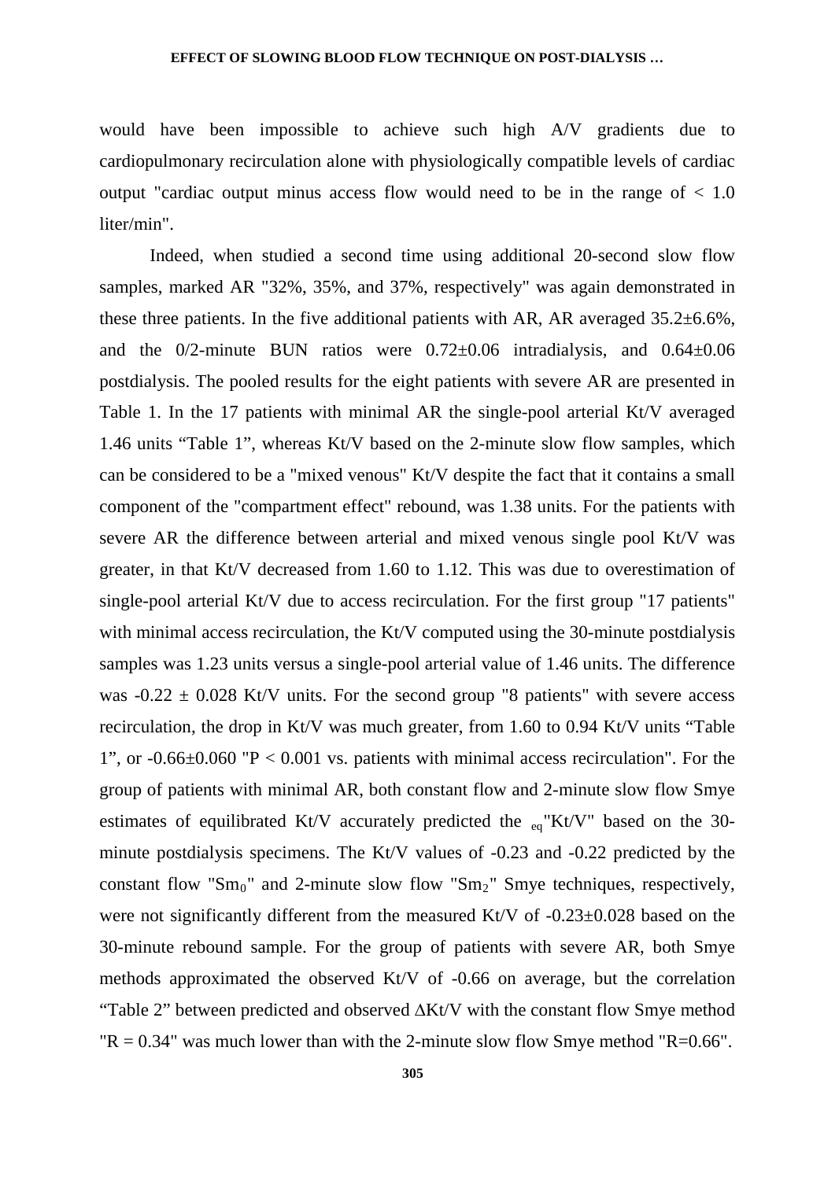would have been impossible to achieve such high A/V gradients due to cardiopulmonary recirculation alone with physiologically compatible levels of cardiac output "cardiac output minus access flow would need to be in the range of < 1.0 liter/min".

Indeed, when studied a second time using additional 20-second slow flow samples, marked AR "32%, 35%, and 37%, respectively" was again demonstrated in these three patients. In the five additional patients with AR, AR averaged 35.2±6.6%, and the 0/2-minute BUN ratios were 0.72±0.06 intradialysis, and 0.64±0.06 postdialysis. The pooled results for the eight patients with severe AR are presented in Table 1. In the 17 patients with minimal AR the single-pool arterial Kt/V averaged 1.46 units “Table 1”, whereas Kt/V based on the 2-minute slow flow samples, which can be considered to be a "mixed venous" Kt/V despite the fact that it contains a small component of the "compartment effect" rebound, was 1.38 units. For the patients with severe AR the difference between arterial and mixed venous single pool Kt/V was greater, in that Kt/V decreased from 1.60 to 1.12. This was due to overestimation of single-pool arterial Kt/V due to access recirculation. For the first group "17 patients" with minimal access recirculation, the Kt/V computed using the 30-minute postdialysis samples was 1.23 units versus a single-pool arterial value of 1.46 units. The difference was -0.22 ± 0.028 Kt/V units. For the second group "8 patients" with severe access recirculation, the drop in Kt/V was much greater, from 1.60 to 0.94 Kt/V units “Table 1”, or -0.66±0.060 "$P < 0.001$ vs. patients with minimal access recirculation". For the group of patients with minimal AR, both constant flow and 2-minute slow flow Smye estimates of equilibrated Kt/V accurately predicted the $_{eq}$"Kt/V" based on the 30-minute postdialysis specimens. The Kt/V values of -0.23 and -0.22 predicted by the constant flow "$Sm_0$" and 2-minute slow flow "$Sm_2$" Smye techniques, respectively, were not significantly different from the measured Kt/V of -0.23±0.028 based on the 30-minute rebound sample. For the group of patients with severe AR, both Smye methods approximated the observed Kt/V of -0.66 on average, but the correlation “Table 2” between predicted and observed ΔKt/V with the constant flow Smye method "$R = 0.34$" was much lower than with the 2-minute slow flow Smye method "$R=0.66$".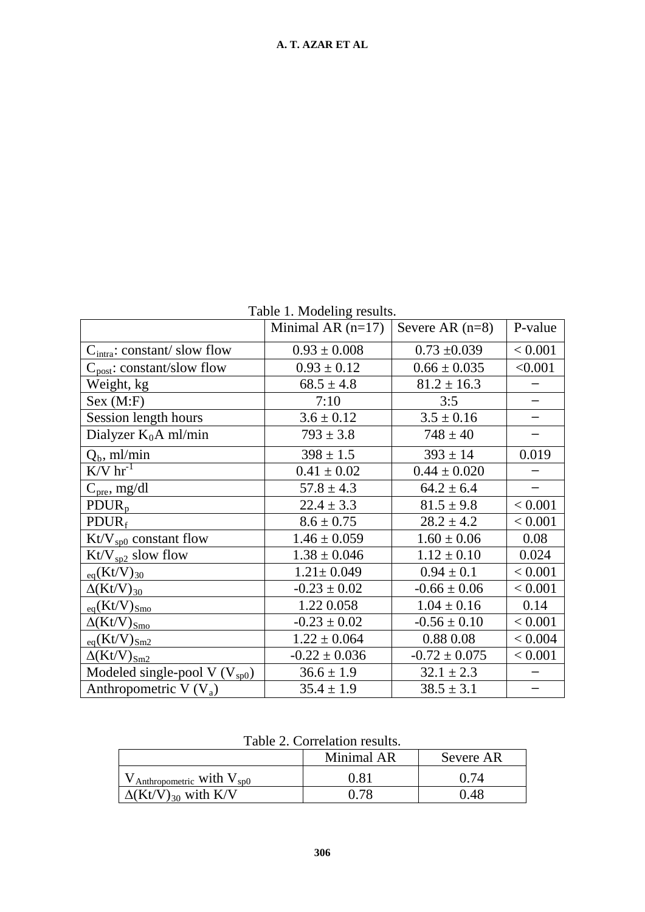Table 1. Modeling results.

| | Minimal AR (n=17) | Severe AR (n=8) | P-value |
|---|---|---|---|
| $C_{intra}$: constant/ slow flow | 0.93 ± 0.008 | 0.73 ±0.039 | < 0.001 |
| $C_{post}$: constant/slow flow | 0.93 ± 0.12 | 0.66 ± 0.035 | <0.001 |
| Weight, kg | 68.5 ± 4.8 | 81.2 ± 16.3 | − |
| Sex (M:F) | 7:10 | 3:5 | − |
| Session length hours | 3.6 ± 0.12 | 3.5 ± 0.16 | − |
| Dialyzer $K_0A$ ml/min | 793 ± 3.8 | 748 ± 40 | − |
| $Q_b$, ml/min | 398 ± 1.5 | 393 ± 14 | 0.019 |
| K/V $hr^{-1}$ | 0.41 ± 0.02 | 0.44 ± 0.020 | − |
| $C_{pre}$, mg/dl | 57.8 ± 4.3 | 64.2 ± 6.4 | − |
| $PDUR_p$ | 22.4 ± 3.3 | 81.5 ± 9.8 | < 0.001 |
| $PDUR_f$ | 8.6 ± 0.75 | 28.2 ± 4.2 | < 0.001 |
| $Kt/V_{sp0}$ constant flow | 1.46 ± 0.059 | 1.60 ± 0.06 | 0.08 |
| $Kt/V_{sp2}$ slow flow | 1.38 ± 0.046 | 1.12 ± 0.10 | 0.024 |
| ${}_{eq}(Kt/V)_{30}$ | 1.21± 0.049 | 0.94 ± 0.1 | < 0.001 |
| $\Delta(Kt/V)_{30}$ | -0.23 ± 0.02 | -0.66 ± 0.06 | < 0.001 |
| ${}_{eq}(Kt/V)_{Smo}$ | 1.22 0.058 | 1.04 ± 0.16 | 0.14 |
| $\Delta(Kt/V)_{Smo}$ | -0.23 ± 0.02 | -0.56 ± 0.10 | < 0.001 |
| ${}_{eq}(Kt/V)_{Sm2}$ | 1.22 ± 0.064 | 0.88 0.08 | < 0.004 |
| $\Delta(Kt/V)_{Sm2}$ | -0.22 ± 0.036 | -0.72 ± 0.075 | < 0.001 |
| Modeled single-pool V ($V_{sp0}$) | 36.6 ± 1.9 | 32.1 ± 2.3 | − |
| Anthropometric V ($V_a$) | 35.4 ± 1.9 | 38.5 ± 3.1 | − |

Table 2. Correlation results.

| | Minimal AR | Severe AR |
|---|---|---|
| $V_{Anthropometric}$ with $V_{sp0}$ | 0.81 | 0.74 |
| $\Delta(Kt/V)_{30}$ with K/V | 0.78 | 0.48 |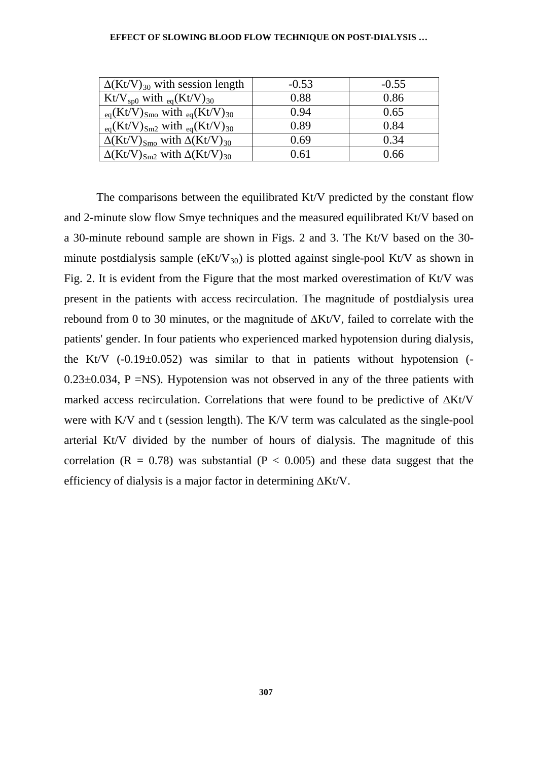| $\Delta(Kt/V)_{30}$ with session length | -0.53 | -0.55 |
|---|---|---|
| $Kt/V_{sp0}$ with $_{eq}(Kt/V)_{30}$ | 0.88 | 0.86 |
| $_{eq}(Kt/V)_{Smo}$ with $_{eq}(Kt/V)_{30}$ | 0.94 | 0.65 |
| $_{eq}(Kt/V)_{Sm2}$ with $_{eq}(Kt/V)_{30}$ | 0.89 | 0.84 |
| $\Delta(Kt/V)_{Smo}$ with $\Delta(Kt/V)_{30}$ | 0.69 | 0.34 |
| $\Delta(Kt/V)_{Sm2}$ with $\Delta(Kt/V)_{30}$ | 0.61 | 0.66 |

The comparisons between the equilibrated Kt/V predicted by the constant flow and 2-minute slow flow Smye techniques and the measured equilibrated Kt/V based on a 30-minute rebound sample are shown in Figs. 2 and 3. The Kt/V based on the 30-minute postdialysis sample ($eKt/V_{30}$) is plotted against single-pool Kt/V as shown in Fig. 2. It is evident from the Figure that the most marked overestimation of Kt/V was present in the patients with access recirculation. The magnitude of postdialysis urea rebound from 0 to 30 minutes, or the magnitude of $\Delta Kt/V$, failed to correlate with the patients' gender. In four patients who experienced marked hypotension during dialysis, the Kt/V ($-0.19 \pm 0.052$) was similar to that in patients without hypotension ($-0.23 \pm 0.034$, P =NS). Hypotension was not observed in any of the three patients with marked access recirculation. Correlations that were found to be predictive of $\Delta Kt/V$ were with K/V and t (session length). The K/V term was calculated as the single-pool arterial Kt/V divided by the number of hours of dialysis. The magnitude of this correlation ($R = 0.78$) was substantial ($P < 0.005$) and these data suggest that the efficiency of dialysis is a major factor in determining $\Delta Kt/V$.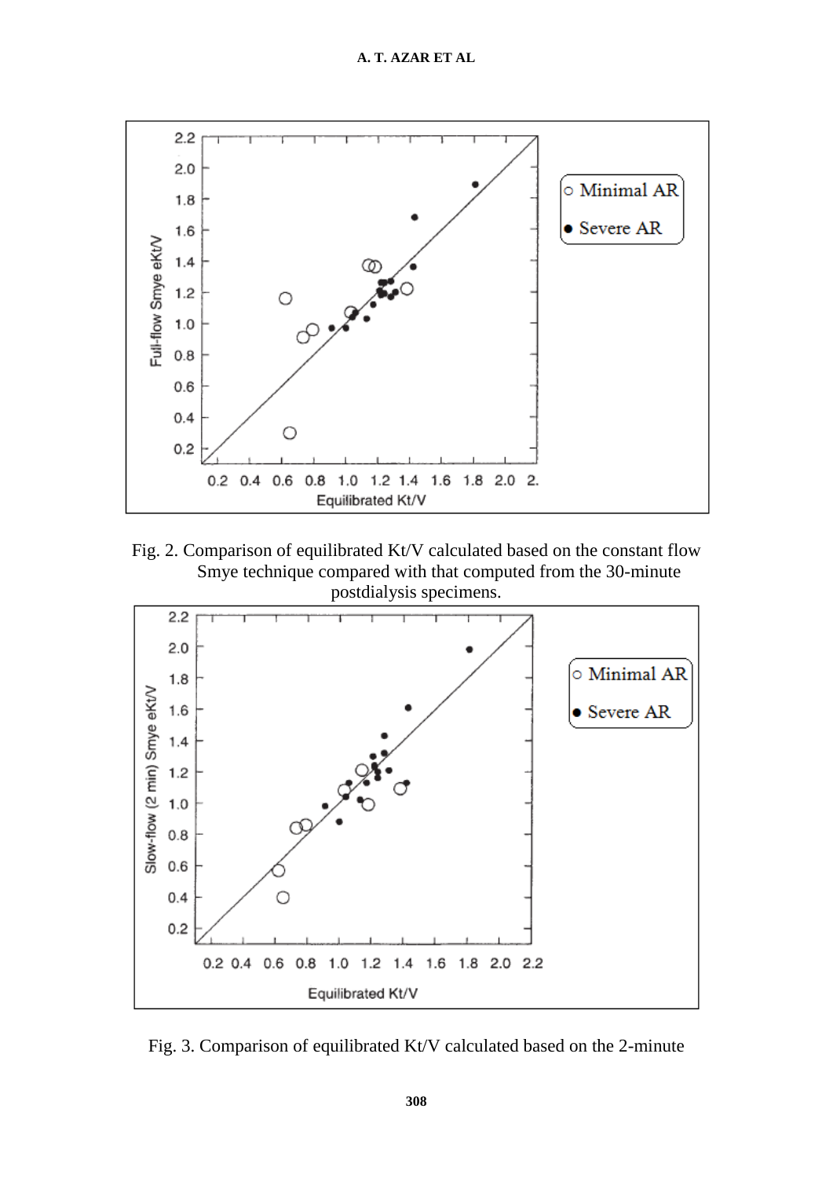Fig. 2. Comparison of equilibrated Kt/V calculated based on the constant flow Smye technique compared with that computed from the 30-minute postdialysis specimens.

Fig. 3. Comparison of equilibrated Kt/V calculated based on the 2-minute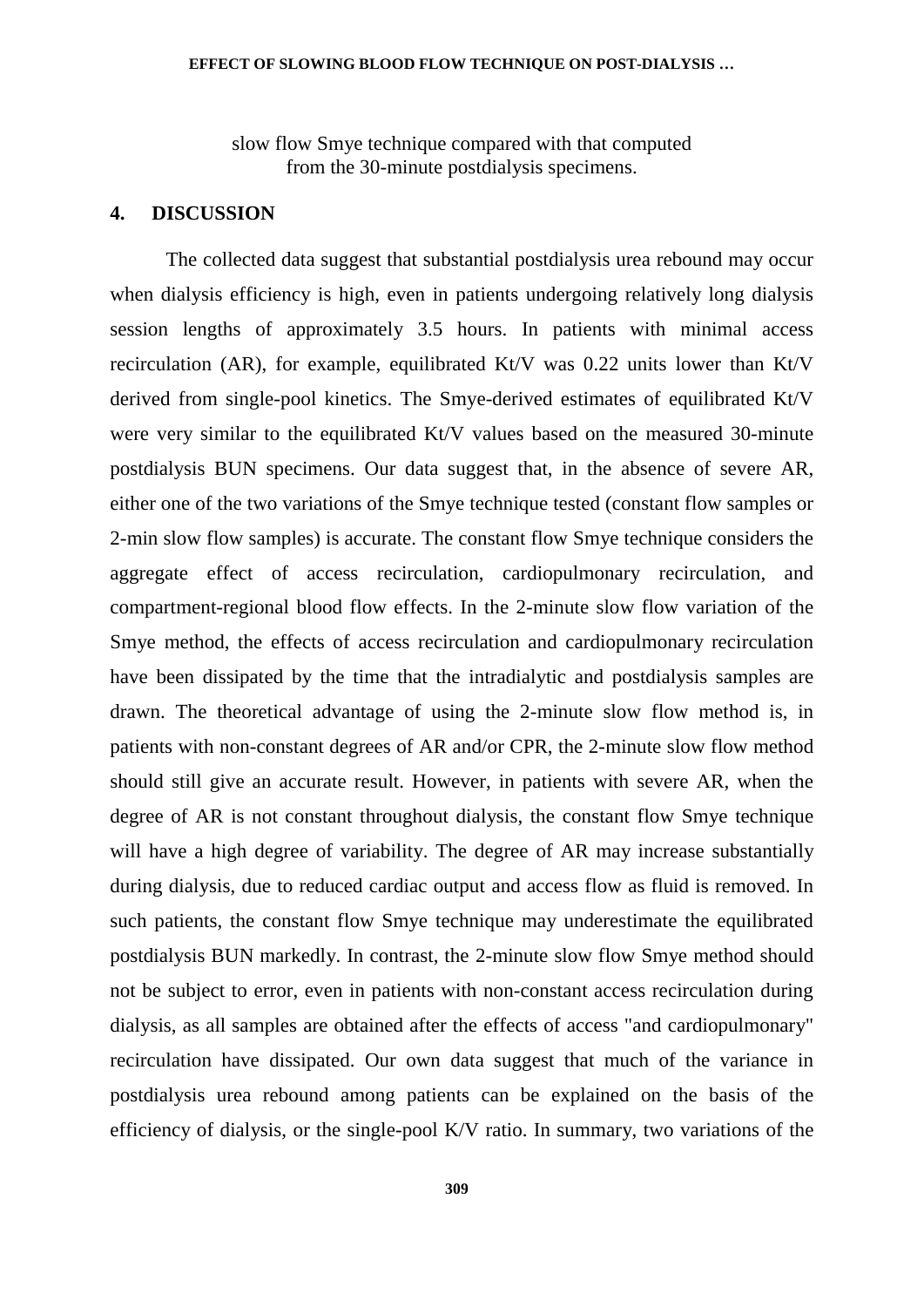slow flow Smye technique compared with that computed from the 30-minute postdialysis specimens.

## 4. DISCUSSION

The collected data suggest that substantial postdialysis urea rebound may occur when dialysis efficiency is high, even in patients undergoing relatively long dialysis session lengths of approximately 3.5 hours. In patients with minimal access recirculation (AR), for example, equilibrated Kt/V was 0.22 units lower than Kt/V derived from single-pool kinetics. The Smye-derived estimates of equilibrated Kt/V were very similar to the equilibrated Kt/V values based on the measured 30-minute postdialysis BUN specimens. Our data suggest that, in the absence of severe AR, either one of the two variations of the Smye technique tested (constant flow samples or 2-min slow flow samples) is accurate. The constant flow Smye technique considers the aggregate effect of access recirculation, cardiopulmonary recirculation, and compartment-regional blood flow effects. In the 2-minute slow flow variation of the Smye method, the effects of access recirculation and cardiopulmonary recirculation have been dissipated by the time that the intradialytic and postdialysis samples are drawn. The theoretical advantage of using the 2-minute slow flow method is, in patients with non-constant degrees of AR and/or CPR, the 2-minute slow flow method should still give an accurate result. However, in patients with severe AR, when the degree of AR is not constant throughout dialysis, the constant flow Smye technique will have a high degree of variability. The degree of AR may increase substantially during dialysis, due to reduced cardiac output and access flow as fluid is removed. In such patients, the constant flow Smye technique may underestimate the equilibrated postdialysis BUN markedly. In contrast, the 2-minute slow flow Smye method should not be subject to error, even in patients with non-constant access recirculation during dialysis, as all samples are obtained after the effects of access "and cardiopulmonary" recirculation have dissipated. Our own data suggest that much of the variance in postdialysis urea rebound among patients can be explained on the basis of the efficiency of dialysis, or the single-pool K/V ratio. In summary, two variations of the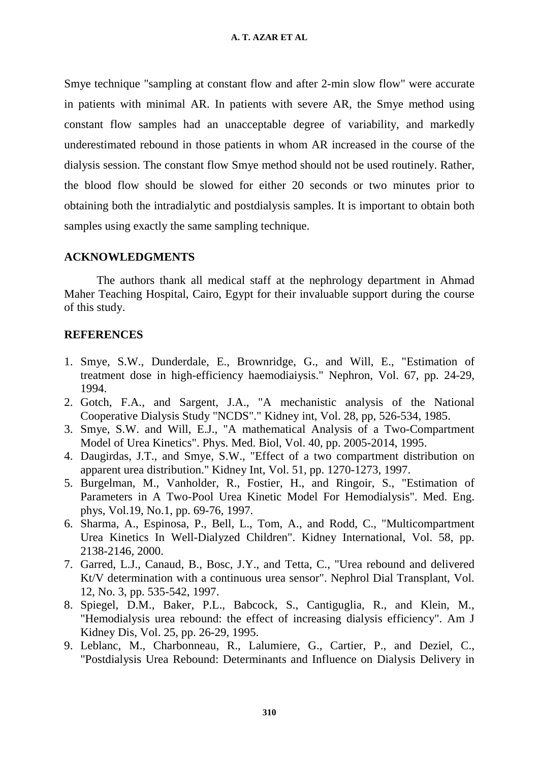Smye technique "sampling at constant flow and after 2-min slow flow" were accurate in patients with minimal AR. In patients with severe AR, the Smye method using constant flow samples had an unacceptable degree of variability, and markedly underestimated rebound in those patients in whom AR increased in the course of the dialysis session. The constant flow Smye method should not be used routinely. Rather, the blood flow should be slowed for either 20 seconds or two minutes prior to obtaining both the intradialytic and postdialysis samples. It is important to obtain both samples using exactly the same sampling technique.

## ACKNOWLEDGMENTS

The authors thank all medical staff at the nephrology department in Ahmad Maher Teaching Hospital, Cairo, Egypt for their invaluable support during the course of this study.

## REFERENCES

1. Smye, S.W., Dunderdale, E., Brownridge, G., and Will, E., "Estimation of treatment dose in high-efficiency haemodiaiysis." Nephron, Vol. 67, pp. 24-29, 1994.
2. Gotch, F.A., and Sargent, J.A., "A mechanistic analysis of the National Cooperative Dialysis Study "NCDS"." Kidney int, Vol. 28, pp, 526-534, 1985.
3. Smye, S.W. and Will, E.J., "A mathematical Analysis of a Two-Compartment Model of Urea Kinetics". Phys. Med. Biol, Vol. 40, pp. 2005-2014, 1995.
4. Daugirdas, J.T., and Smye, S.W., "Effect of a two compartment distribution on apparent urea distribution." Kidney Int, Vol. 51, pp. 1270-1273, 1997.
5. Burgelman, M., Vanholder, R., Fostier, H., and Ringoir, S., "Estimation of Parameters in A Two-Pool Urea Kinetic Model For Hemodialysis". Med. Eng. phys, Vol.19, No.1, pp. 69-76, 1997.
6. Sharma, A., Espinosa, P., Bell, L., Tom, A., and Rodd, C., "Multicompartment Urea Kinetics In Well-Dialyzed Children". Kidney International, Vol. 58, pp. 2138-2146, 2000.
7. Garred, L.J., Canaud, B., Bosc, J.Y., and Tetta, C., "Urea rebound and delivered Kt/V determination with a continuous urea sensor". Nephrol Dial Transplant, Vol. 12, No. 3, pp. 535-542, 1997.
8. Spiegel, D.M., Baker, P.L., Babcock, S., Cantiguglia, R., and Klein, M., "Hemodialysis urea rebound: the effect of increasing dialysis efficiency". Am J Kidney Dis, Vol. 25, pp. 26-29, 1995.
9. Leblanc, M., Charbonneau, R., Lalumiere, G., Cartier, P., and Deziel, C., "Postdialysis Urea Rebound: Determinants and Influence on Dialysis Delivery in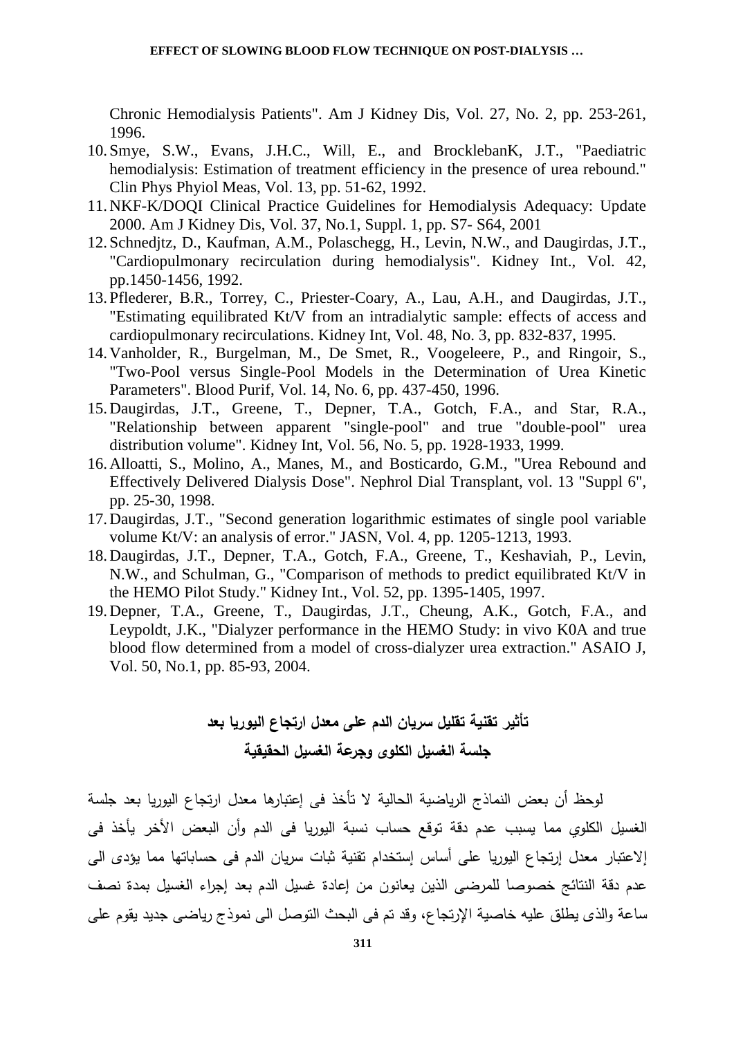Chronic Hemodialysis Patients". Am J Kidney Dis, Vol. 27, No. 2, pp. 253-261, 1996.

10. Smye, S.W., Evans, J.H.C., Will, E., and BrocklebanK, J.T., "Paediatric hemodialysis: Estimation of treatment efficiency in the presence of urea rebound." Clin Phys Phyiol Meas, Vol. 13, pp. 51-62, 1992.
11. NKF-K/DOQI Clinical Practice Guidelines for Hemodialysis Adequacy: Update 2000. Am J Kidney Dis, Vol. 37, No.1, Suppl. 1, pp. S7- S64, 2001
12. Schnedjtz, D., Kaufman, A.M., Polaschegg, H., Levin, N.W., and Daugirdas, J.T., "Cardiopulmonary recirculation during hemodialysis". Kidney Int., Vol. 42, pp.1450-1456, 1992.
13. Pflederer, B.R., Torrey, C., Priester-Coary, A., Lau, A.H., and Daugirdas, J.T., "Estimating equilibrated Kt/V from an intradialytic sample: effects of access and cardiopulmonary recirculations. Kidney Int, Vol. 48, No. 3, pp. 832-837, 1995.
14. Vanholder, R., Burgelman, M., De Smet, R., Voogeleere, P., and Ringoir, S., "Two-Pool versus Single-Pool Models in the Determination of Urea Kinetic Parameters". Blood Purif, Vol. 14, No. 6, pp. 437-450, 1996.
15. Daugirdas, J.T., Greene, T., Depner, T.A., Gotch, F.A., and Star, R.A., "Relationship between apparent "single-pool" and true "double-pool" urea distribution volume". Kidney Int, Vol. 56, No. 5, pp. 1928-1933, 1999.
16. Alloatti, S., Molino, A., Manes, M., and Bosticardo, G.M., "Urea Rebound and Effectively Delivered Dialysis Dose". Nephrol Dial Transplant, vol. 13 "Suppl 6", pp. 25-30, 1998.
17. Daugirdas, J.T., "Second generation logarithmic estimates of single pool variable volume Kt/V: an analysis of error." JASN, Vol. 4, pp. 1205-1213, 1993.
18. Daugirdas, J.T., Depner, T.A., Gotch, F.A., Greene, T., Keshaviah, P., Levin, N.W., and Schulman, G., "Comparison of methods to predict equilibrated Kt/V in the HEMO Pilot Study." Kidney Int., Vol. 52, pp. 1395-1405, 1997.
19. Depner, T.A., Greene, T., Daugirdas, J.T., Cheung, A.K., Gotch, F.A., and Leypoldt, J.K., "Dialyzer performance in the HEMO Study: in vivo K0A and true blood flow determined from a model of cross-dialyzer urea extraction." ASAIO J, Vol. 50, No.1, pp. 85-93, 2004.

## تأثير تقنية تقليل سريان الدم على معدل ارتجاع اليوريا بعد جلسة الغسيل الكلوى وجرعة الغسيل الحقيقية

لوحظ أن بعض النماذج الرياضية الحالية لا تأخذ فى إعتبارها معدل ارتجاع اليوريا بعد جلسة الغسيل الكلوي مما يسبب عدم دقة توقع حساب نسبة اليوريا فى الدم وأن البعض الأخر يأخذ فى الإعتبار معدل إرتجاع اليوريا على أساس إستخدام تقنية ثبات سريان الدم فى حساباتها مما يؤدى الى عدم دقة النتائج خصوصا للمرضى الذين يعانون من إعادة غسيل الدم بعد إجراء الغسيل بمدة نصف ساعة والذى يطلق عليه خاصية الإرتجاع، وقد تم فى البحث التوصل الى نموذج رياضى جديد يقوم على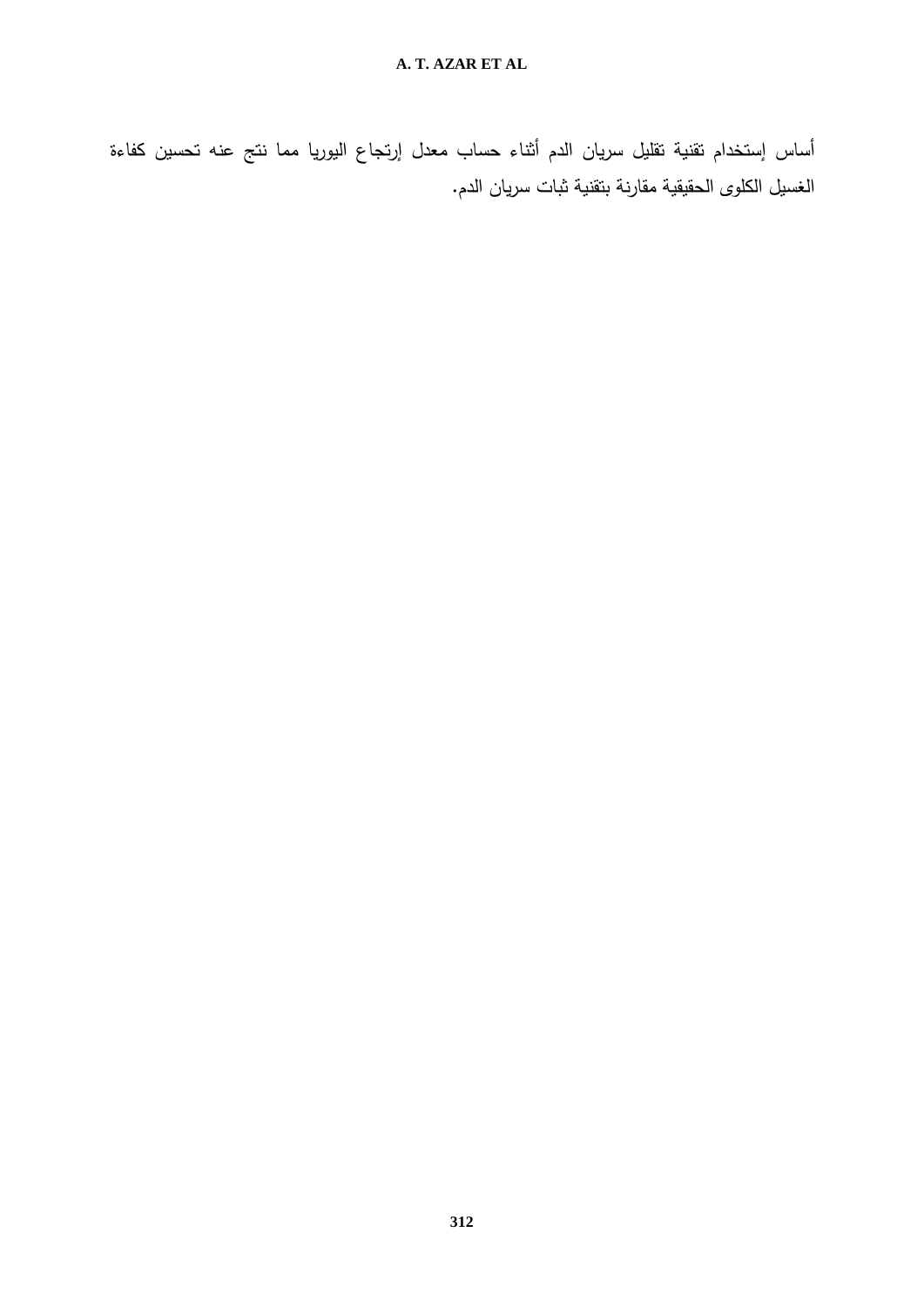أساس إستخدام تقنية تقليل سريان الدم أثناء حساب معدل إرتجاع اليوريا مما نتج عنه تحسين كفاءة الغسيل الكلوى الحقيقية مقارنة بتقنية ثبات سريان الدم.